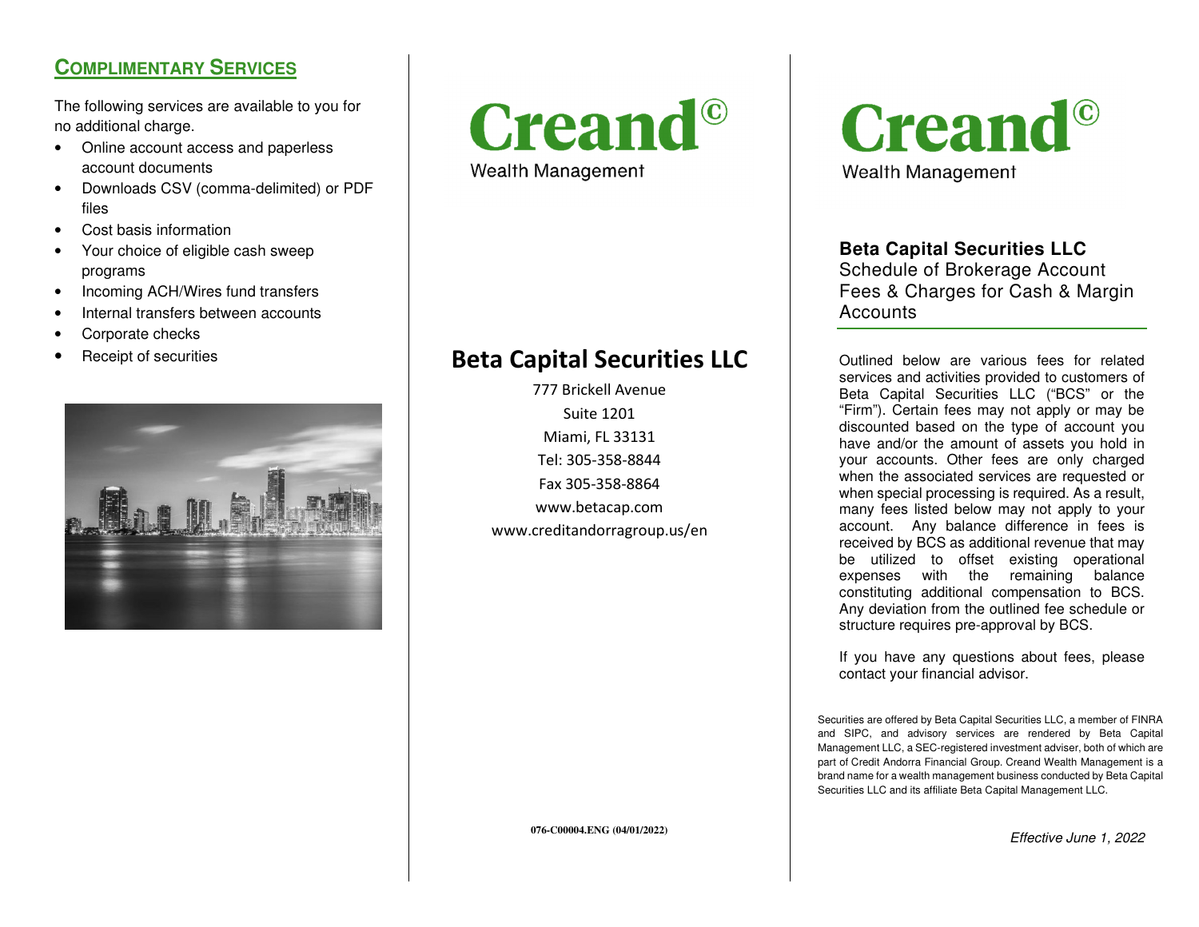## COMPLIMENTARY SERVICES

The following services are available to you for no additional charge.

- Online account access and paperless account documents
- Downloads CSV (comma-delimited) or PDF files
- Cost basis information
- Your choice of eligible cash sweep programs
- Incoming ACH/Wires fund transfers
- Internal transfers between accounts
- Corporate checks
- Receipt of securities

# Creand©

Wealth Management

## Beta Capital Securities LLC

777 Brickell Avenue
Suite 1201
Miami, FL 33131
Tel: 305-358-8844
Fax 305-358-8864
www.betacap.com
www.creditandorragroup.us/en

076-C00004.ENG (04/01/2022)

# Creand©

Wealth Management

**Beta Capital Securities LLC**
Schedule of Brokerage Account Fees & Charges for Cash & Margin Accounts

Outlined below are various fees for related services and activities provided to customers of Beta Capital Securities LLC ("BCS" or the "Firm"). Certain fees may not apply or may be discounted based on the type of account you have and/or the amount of assets you hold in your accounts. Other fees are only charged when the associated services are requested or when special processing is required. As a result, many fees listed below may not apply to your account. Any balance difference in fees is received by BCS as additional revenue that may be utilized to offset existing operational expenses with the remaining balance constituting additional compensation to BCS. Any deviation from the outlined fee schedule or structure requires pre-approval by BCS.

If you have any questions about fees, please contact your financial advisor.

Securities are offered by Beta Capital Securities LLC, a member of FINRA and SIPC, and advisory services are rendered by Beta Capital Management LLC, a SEC-registered investment adviser, both of which are part of Credit Andorra Financial Group. Creand Wealth Management is a brand name for a wealth management business conducted by Beta Capital Securities LLC and its affiliate Beta Capital Management LLC.

*Effective June 1, 2022*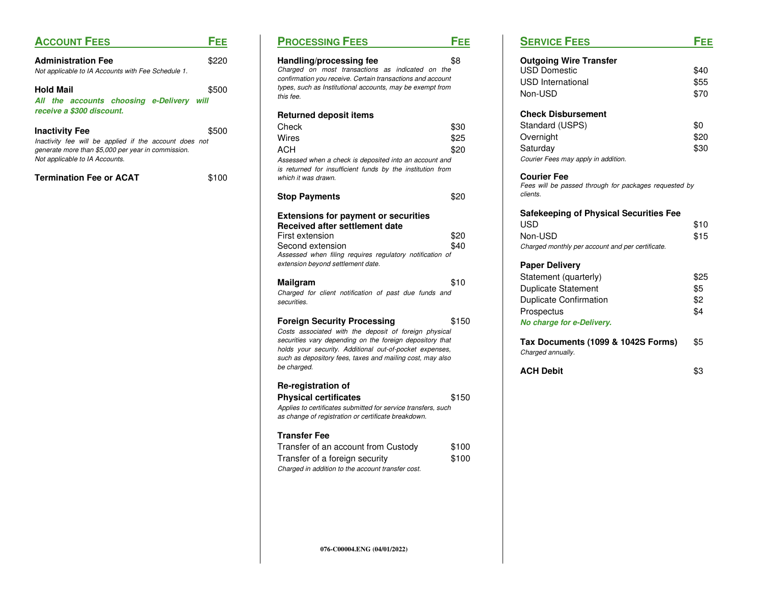## Account Fees

| | Fee |
|---|---|
| **Administration Fee** | $220 |

*Not applicable to IA Accounts with Fee Schedule 1.*

| | |
|---|---|
| **Hold Mail** | $500 |

***All the accounts choosing e-Delivery will receive a $300 discount.***

| | |
|---|---|
| **Inactivity Fee** | $500 |

*Inactivity fee will be applied if the account does not generate more than $5,000 per year in commission. Not applicable to IA Accounts.*

| | |
|---|---|
| **Termination Fee or ACAT** | $100 |

## Processing Fees

| | Fee |
|---|---|
| **Handling/processing fee** | $8 |

*Charged on most transactions as indicated on the confirmation you receive. Certain transactions and account types, such as Institutional accounts, may be exempt from this fee.*

**Returned deposit items**

| | |
|---|---|
| Check | $30 |
| Wires | $25 |
| ACH | $20 |

*Assessed when a check is deposited into an account and is returned for insufficient funds by the institution from which it was drawn.*

| | |
|---|---|
| **Stop Payments** | $20 |

**Extensions for payment or securities Received after settlement date**

| | |
|---|---|
| First extension | $20 |
| Second extension | $40 |

*Assessed when filing requires regulatory notification of extension beyond settlement date.*

| | |
|---|---|
| **Mailgram** | $10 |

*Charged for client notification of past due funds and securities.*

| | |
|---|---|
| **Foreign Security Processing** | $150 |

*Costs associated with the deposit of foreign physical securities vary depending on the foreign depository that holds your security. Additional out-of-pocket expenses, such as depository fees, taxes and mailing cost, may also be charged.*

| | |
|---|---|
| **Re-registration of Physical certificates** | $150 |

*Applies to certificates submitted for service transfers, such as change of registration or certificate breakdown.*

**Transfer Fee**

| | |
|---|---|
| Transfer of an account from Custody | $100 |
| Transfer of a foreign security | $100 |

*Charged in addition to the account transfer cost.*

## Service Fees

**Outgoing Wire Transfer**

| | Fee |
|---|---|
| USD Domestic | $40 |
| USD International | $55 |
| Non-USD | $70 |

**Check Disbursement**

| | |
|---|---|
| Standard (USPS) | $0 |
| Overnight | $20 |
| Saturday | $30 |

*Courier Fees may apply in addition.*

**Courier Fee**

*Fees will be passed through for packages requested by clients.*

**Safekeeping of Physical Securities Fee**

| | |
|---|---|
| USD | $10 |
| Non-USD | $15 |

*Charged monthly per account and per certificate.*

**Paper Delivery**

| | |
|---|---|
| Statement (quarterly) | $25 |
| Duplicate Statement | $5 |
| Duplicate Confirmation | $2 |
| Prospectus | $4 |

***No charge for e-Delivery.***

| | |
|---|---|
| **Tax Documents (1099 & 1042S Forms)** | $5 |

*Charged annually.*

| | |
|---|---|
| **ACH Debit** | $3 |

076-C00004.ENG (04/01/2022)